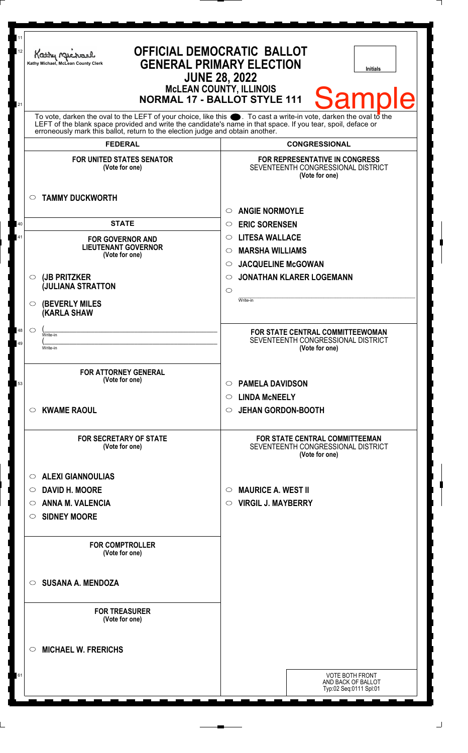Kathy Michael, McLean County Clerk

# OFFICIAL DEMOCRATIC BALLOT
## GENERAL PRIMARY ELECTION
### JUNE 28, 2022
### McLEAN COUNTY, ILLINOIS
### NORMAL 17 - BALLOT STYLE 111

Initials

Sample

To vote, darken the oval to the LEFT of your choice, like this ●. To cast a write-in vote, darken the oval to the LEFT of the blank space provided and write the candidate's name in that space. If you tear, spoil, deface or erroneously mark this ballot, return to the election judge and obtain another.

## FEDERAL

**FOR UNITED STATES SENATOR**
(Vote for one)

- ○ **TAMMY DUCKWORTH**

## STATE

**FOR GOVERNOR AND LIEUTENANT GOVERNOR**
(Vote for one)

- ○ **(JB PRITZKER (JULIANA STRATTON**
- ○ **(BEVERLY MILES (KARLA SHAW**
- ○ ( ______ Write-in ( ______ Write-in

**FOR ATTORNEY GENERAL**
(Vote for one)

- ○ **KWAME RAOUL**

**FOR SECRETARY OF STATE**
(Vote for one)

- ○ **ALEXI GIANNOULIAS**
- ○ **DAVID H. MOORE**
- ○ **ANNA M. VALENCIA**
- ○ **SIDNEY MOORE**

**FOR COMPTROLLER**
(Vote for one)

- ○ **SUSANA A. MENDOZA**

**FOR TREASURER**
(Vote for one)

- ○ **MICHAEL W. FRERICHS**

## CONGRESSIONAL

**FOR REPRESENTATIVE IN CONGRESS**
SEVENTEENTH CONGRESSIONAL DISTRICT
(Vote for one)

- ○ **ANGIE NORMOYLE**
- ○ **ERIC SORENSEN**
- ○ **LITESA WALLACE**
- ○ **MARSHA WILLIAMS**
- ○ **JACQUELINE McGOWAN**
- ○ **JONATHAN KLARER LOGEMANN**
- ○ ______ Write-in

**FOR STATE CENTRAL COMMITTEEWOMAN**
SEVENTEENTH CONGRESSIONAL DISTRICT
(Vote for one)

- ○ **PAMELA DAVIDSON**
- ○ **LINDA McNEELY**
- ○ **JEHAN GORDON-BOOTH**

**FOR STATE CENTRAL COMMITTEEMAN**
SEVENTEENTH CONGRESSIONAL DISTRICT
(Vote for one)

- ○ **MAURICE A. WEST II**
- ○ **VIRGIL J. MAYBERRY**

VOTE BOTH FRONT AND BACK OF BALLOT
Typ:02 Seq:0111 Spl:01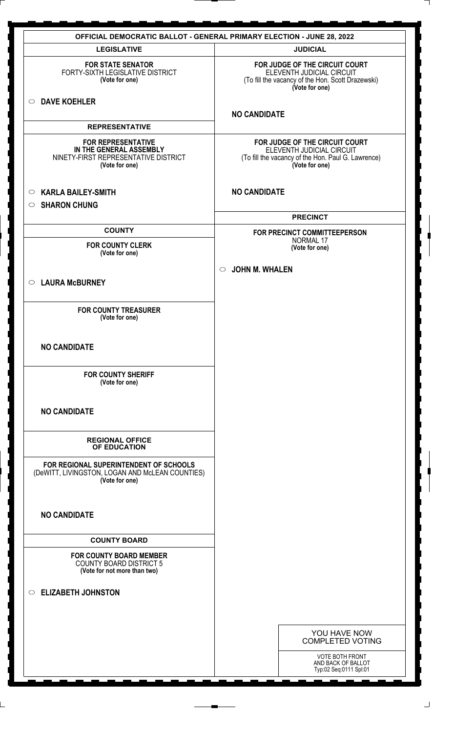# OFFICIAL DEMOCRATIC BALLOT - GENERAL PRIMARY ELECTION - JUNE 28, 2022

## LEGISLATIVE

**FOR STATE SENATOR**
FORTY-SIXTH LEGISLATIVE DISTRICT
**(Vote for one)**

○ **DAVE KOEHLER**

## REPRESENTATIVE

**FOR REPRESENTATIVE IN THE GENERAL ASSEMBLY**
NINETY-FIRST REPRESENTATIVE DISTRICT
**(Vote for one)**

○ **KARLA BAILEY-SMITH**

○ **SHARON CHUNG**

## COUNTY

**FOR COUNTY CLERK**
**(Vote for one)**

○ **LAURA McBURNEY**

**FOR COUNTY TREASURER**
**(Vote for one)**

**NO CANDIDATE**

**FOR COUNTY SHERIFF**
**(Vote for one)**

**NO CANDIDATE**

## REGIONAL OFFICE OF EDUCATION

**FOR REGIONAL SUPERINTENDENT OF SCHOOLS**
(DeWITT, LIVINGSTON, LOGAN AND McLEAN COUNTIES)
**(Vote for one)**

**NO CANDIDATE**

## COUNTY BOARD

**FOR COUNTY BOARD MEMBER**
COUNTY BOARD DISTRICT 5
**(Vote for not more than two)**

○ **ELIZABETH JOHNSTON**

## JUDICIAL

**FOR JUDGE OF THE CIRCUIT COURT**
ELEVENTH JUDICIAL CIRCUIT
(To fill the vacancy of the Hon. Scott Drazewski)
**(Vote for one)**

**NO CANDIDATE**

**FOR JUDGE OF THE CIRCUIT COURT**
ELEVENTH JUDICIAL CIRCUIT
(To fill the vacancy of the Hon. Paul G. Lawrence)
**(Vote for one)**

**NO CANDIDATE**

## PRECINCT

**FOR PRECINCT COMMITTEEPERSON**
NORMAL 17
**(Vote for one)**

○ **JOHN M. WHALEN**

YOU HAVE NOW COMPLETED VOTING

VOTE BOTH FRONT AND BACK OF BALLOT
Typ:02 Seq:0111 Spl:01